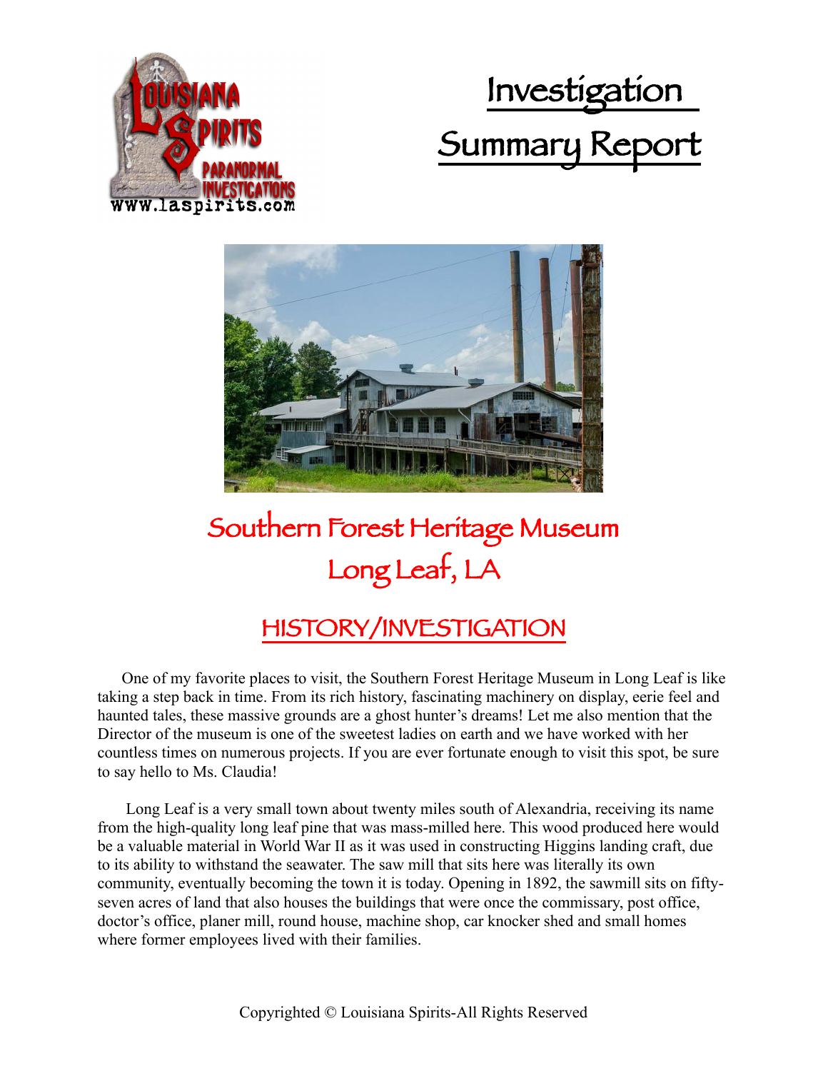# Investigation Summary Report

## Southern Forest Heritage Museum
## Long Leaf, LA

### HISTORY/INVESTIGATION

One of my favorite places to visit, the Southern Forest Heritage Museum in Long Leaf is like taking a step back in time. From its rich history, fascinating machinery on display, eerie feel and haunted tales, these massive grounds are a ghost hunter's dreams! Let me also mention that the Director of the museum is one of the sweetest ladies on earth and we have worked with her countless times on numerous projects. If you are ever fortunate enough to visit this spot, be sure to say hello to Ms. Claudia!

Long Leaf is a very small town about twenty miles south of Alexandria, receiving its name from the high-quality long leaf pine that was mass-milled here. This wood produced here would be a valuable material in World War II as it was used in constructing Higgins landing craft, due to its ability to withstand the seawater. The saw mill that sits here was literally its own community, eventually becoming the town it is today. Opening in 1892, the sawmill sits on fifty-seven acres of land that also houses the buildings that were once the commissary, post office, doctor's office, planer mill, round house, machine shop, car knocker shed and small homes where former employees lived with their families.

Copyrighted © Louisiana Spirits-All Rights Reserved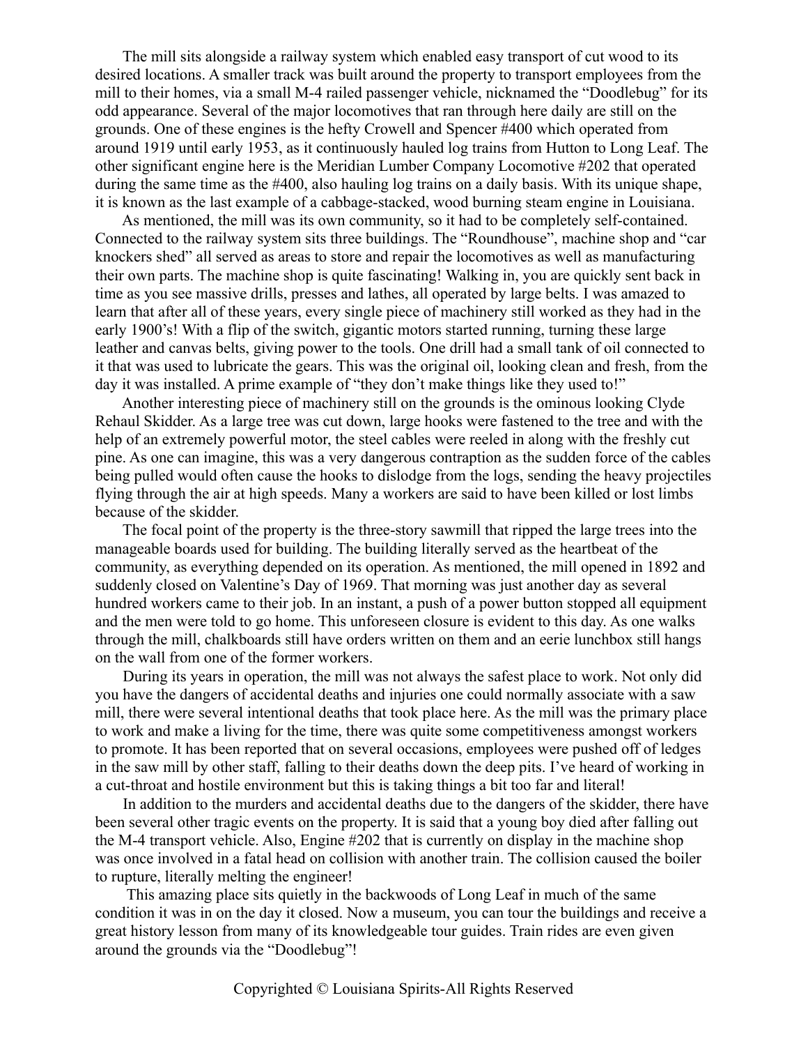The mill sits alongside a railway system which enabled easy transport of cut wood to its desired locations. A smaller track was built around the property to transport employees from the mill to their homes, via a small M-4 railed passenger vehicle, nicknamed the "Doodlebug" for its odd appearance. Several of the major locomotives that ran through here daily are still on the grounds. One of these engines is the hefty Crowell and Spencer #400 which operated from around 1919 until early 1953, as it continuously hauled log trains from Hutton to Long Leaf. The other significant engine here is the Meridian Lumber Company Locomotive #202 that operated during the same time as the #400, also hauling log trains on a daily basis. With its unique shape, it is known as the last example of a cabbage-stacked, wood burning steam engine in Louisiana.

As mentioned, the mill was its own community, so it had to be completely self-contained. Connected to the railway system sits three buildings. The "Roundhouse", machine shop and "car knockers shed" all served as areas to store and repair the locomotives as well as manufacturing their own parts. The machine shop is quite fascinating! Walking in, you are quickly sent back in time as you see massive drills, presses and lathes, all operated by large belts. I was amazed to learn that after all of these years, every single piece of machinery still worked as they had in the early 1900's! With a flip of the switch, gigantic motors started running, turning these large leather and canvas belts, giving power to the tools. One drill had a small tank of oil connected to it that was used to lubricate the gears. This was the original oil, looking clean and fresh, from the day it was installed. A prime example of "they don't make things like they used to!"

Another interesting piece of machinery still on the grounds is the ominous looking Clyde Rehaul Skidder. As a large tree was cut down, large hooks were fastened to the tree and with the help of an extremely powerful motor, the steel cables were reeled in along with the freshly cut pine. As one can imagine, this was a very dangerous contraption as the sudden force of the cables being pulled would often cause the hooks to dislodge from the logs, sending the heavy projectiles flying through the air at high speeds. Many a workers are said to have been killed or lost limbs because of the skidder.

The focal point of the property is the three-story sawmill that ripped the large trees into the manageable boards used for building. The building literally served as the heartbeat of the community, as everything depended on its operation. As mentioned, the mill opened in 1892 and suddenly closed on Valentine's Day of 1969. That morning was just another day as several hundred workers came to their job. In an instant, a push of a power button stopped all equipment and the men were told to go home. This unforeseen closure is evident to this day. As one walks through the mill, chalkboards still have orders written on them and an eerie lunchbox still hangs on the wall from one of the former workers.

During its years in operation, the mill was not always the safest place to work. Not only did you have the dangers of accidental deaths and injuries one could normally associate with a saw mill, there were several intentional deaths that took place here. As the mill was the primary place to work and make a living for the time, there was quite some competitiveness amongst workers to promote. It has been reported that on several occasions, employees were pushed off of ledges in the saw mill by other staff, falling to their deaths down the deep pits. I've heard of working in a cut-throat and hostile environment but this is taking things a bit too far and literal!

In addition to the murders and accidental deaths due to the dangers of the skidder, there have been several other tragic events on the property. It is said that a young boy died after falling out the M-4 transport vehicle. Also, Engine #202 that is currently on display in the machine shop was once involved in a fatal head on collision with another train. The collision caused the boiler to rupture, literally melting the engineer!

This amazing place sits quietly in the backwoods of Long Leaf in much of the same condition it was in on the day it closed. Now a museum, you can tour the buildings and receive a great history lesson from many of its knowledgeable tour guides. Train rides are even given around the grounds via the "Doodlebug"!

Copyrighted © Louisiana Spirits-All Rights Reserved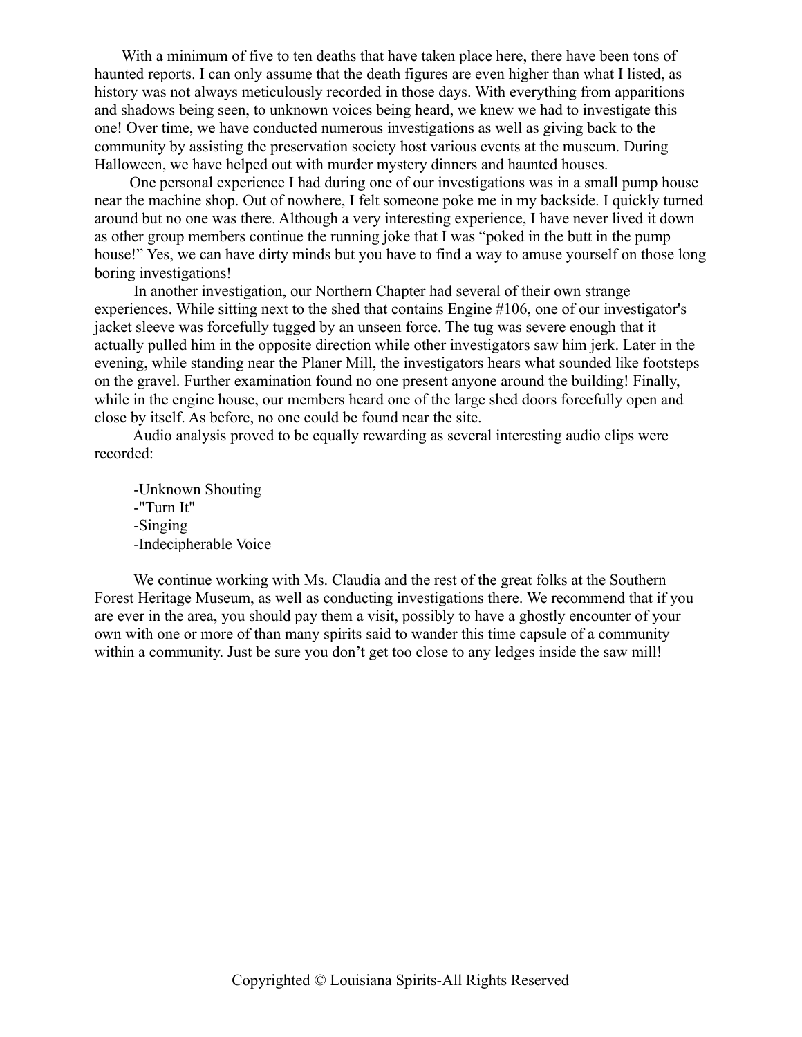With a minimum of five to ten deaths that have taken place here, there have been tons of haunted reports. I can only assume that the death figures are even higher than what I listed, as history was not always meticulously recorded in those days. With everything from apparitions and shadows being seen, to unknown voices being heard, we knew we had to investigate this one! Over time, we have conducted numerous investigations as well as giving back to the community by assisting the preservation society host various events at the museum. During Halloween, we have helped out with murder mystery dinners and haunted houses.

One personal experience I had during one of our investigations was in a small pump house near the machine shop. Out of nowhere, I felt someone poke me in my backside. I quickly turned around but no one was there. Although a very interesting experience, I have never lived it down as other group members continue the running joke that I was "poked in the butt in the pump house!" Yes, we can have dirty minds but you have to find a way to amuse yourself on those long boring investigations!

In another investigation, our Northern Chapter had several of their own strange experiences. While sitting next to the shed that contains Engine #106, one of our investigator's jacket sleeve was forcefully tugged by an unseen force. The tug was severe enough that it actually pulled him in the opposite direction while other investigators saw him jerk. Later in the evening, while standing near the Planer Mill, the investigators hears what sounded like footsteps on the gravel. Further examination found no one present anyone around the building! Finally, while in the engine house, our members heard one of the large shed doors forcefully open and close by itself. As before, no one could be found near the site.

Audio analysis proved to be equally rewarding as several interesting audio clips were recorded:

-Unknown Shouting
-"Turn It"
-Singing
-Indecipherable Voice

We continue working with Ms. Claudia and the rest of the great folks at the Southern Forest Heritage Museum, as well as conducting investigations there. We recommend that if you are ever in the area, you should pay them a visit, possibly to have a ghostly encounter of your own with one or more of than many spirits said to wander this time capsule of a community within a community. Just be sure you don't get too close to any ledges inside the saw mill!

Copyrighted © Louisiana Spirits-All Rights Reserved